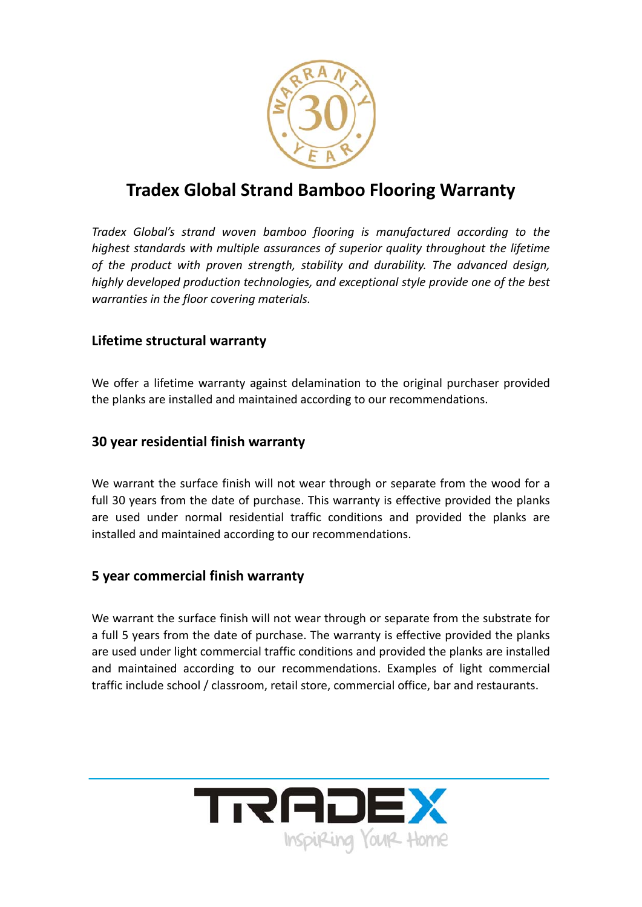# Tradex Global Strand Bamboo Flooring Warranty

*Tradex Global's strand woven bamboo flooring is manufactured according to the highest standards with multiple assurances of superior quality throughout the lifetime of the product with proven strength, stability and durability. The advanced design, highly developed production technologies, and exceptional style provide one of the best warranties in the floor covering materials.*

## Lifetime structural warranty

We offer a lifetime warranty against delamination to the original purchaser provided the planks are installed and maintained according to our recommendations.

## 30 year residential finish warranty

We warrant the surface finish will not wear through or separate from the wood for a full 30 years from the date of purchase. This warranty is effective provided the planks are used under normal residential traffic conditions and provided the planks are installed and maintained according to our recommendations.

## 5 year commercial finish warranty

We warrant the surface finish will not wear through or separate from the substrate for a full 5 years from the date of purchase. The warranty is effective provided the planks are used under light commercial traffic conditions and provided the planks are installed and maintained according to our recommendations. Examples of light commercial traffic include school / classroom, retail store, commercial office, bar and restaurants.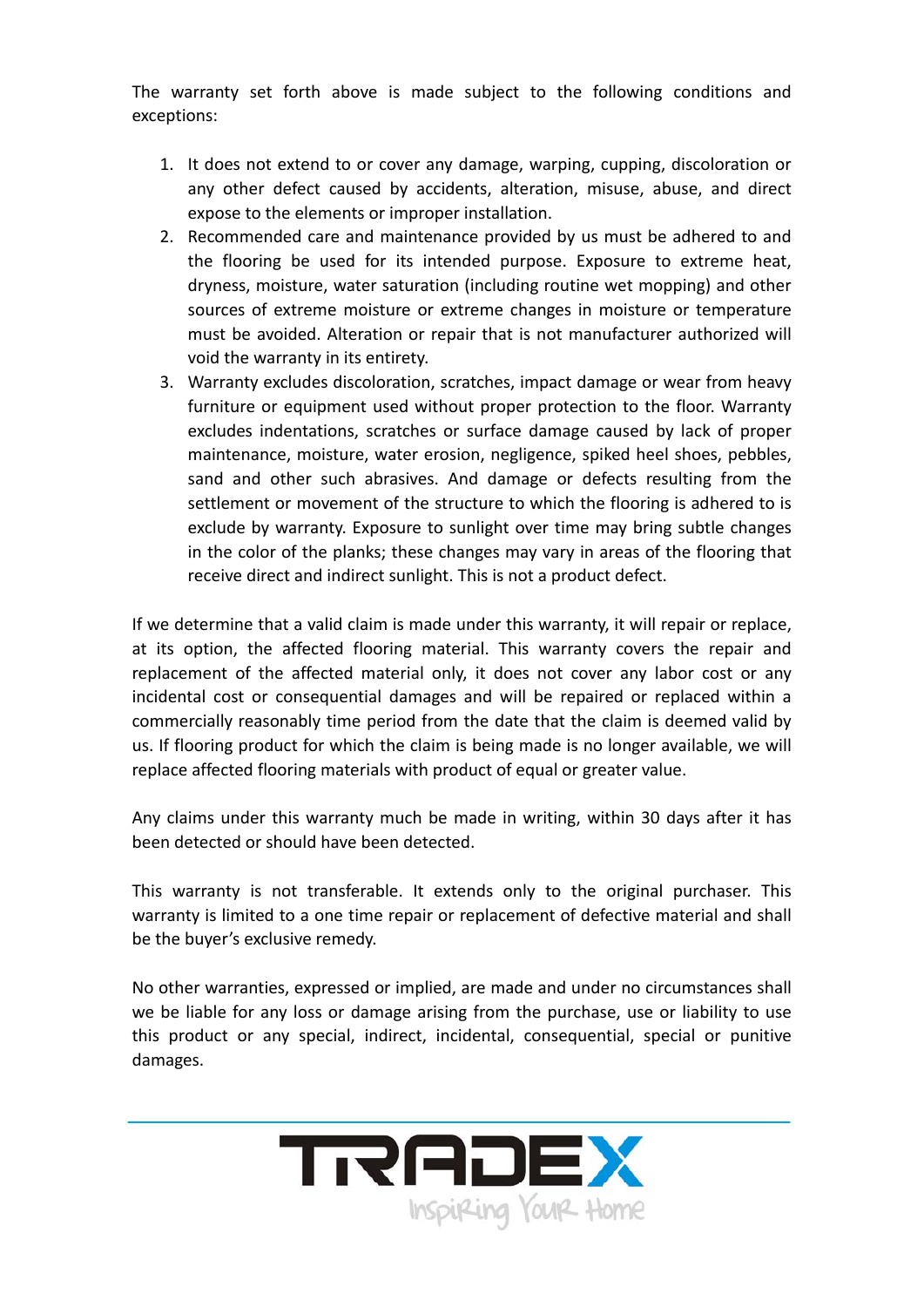The warranty set forth above is made subject to the following conditions and exceptions:

1. It does not extend to or cover any damage, warping, cupping, discoloration or any other defect caused by accidents, alteration, misuse, abuse, and direct expose to the elements or improper installation.
2. Recommended care and maintenance provided by us must be adhered to and the flooring be used for its intended purpose. Exposure to extreme heat, dryness, moisture, water saturation (including routine wet mopping) and other sources of extreme moisture or extreme changes in moisture or temperature must be avoided. Alteration or repair that is not manufacturer authorized will void the warranty in its entirety.
3. Warranty excludes discoloration, scratches, impact damage or wear from heavy furniture or equipment used without proper protection to the floor. Warranty excludes indentations, scratches or surface damage caused by lack of proper maintenance, moisture, water erosion, negligence, spiked heel shoes, pebbles, sand and other such abrasives. And damage or defects resulting from the settlement or movement of the structure to which the flooring is adhered to is exclude by warranty. Exposure to sunlight over time may bring subtle changes in the color of the planks; these changes may vary in areas of the flooring that receive direct and indirect sunlight. This is not a product defect.

If we determine that a valid claim is made under this warranty, it will repair or replace, at its option, the affected flooring material. This warranty covers the repair and replacement of the affected material only, it does not cover any labor cost or any incidental cost or consequential damages and will be repaired or replaced within a commercially reasonably time period from the date that the claim is deemed valid by us. If flooring product for which the claim is being made is no longer available, we will replace affected flooring materials with product of equal or greater value.

Any claims under this warranty much be made in writing, within 30 days after it has been detected or should have been detected.

This warranty is not transferable. It extends only to the original purchaser. This warranty is limited to a one time repair or replacement of defective material and shall be the buyer's exclusive remedy.

No other warranties, expressed or implied, are made and under no circumstances shall we be liable for any loss or damage arising from the purchase, use or liability to use this product or any special, indirect, incidental, consequential, special or punitive damages.

TRADEX

Inspiring Your Home